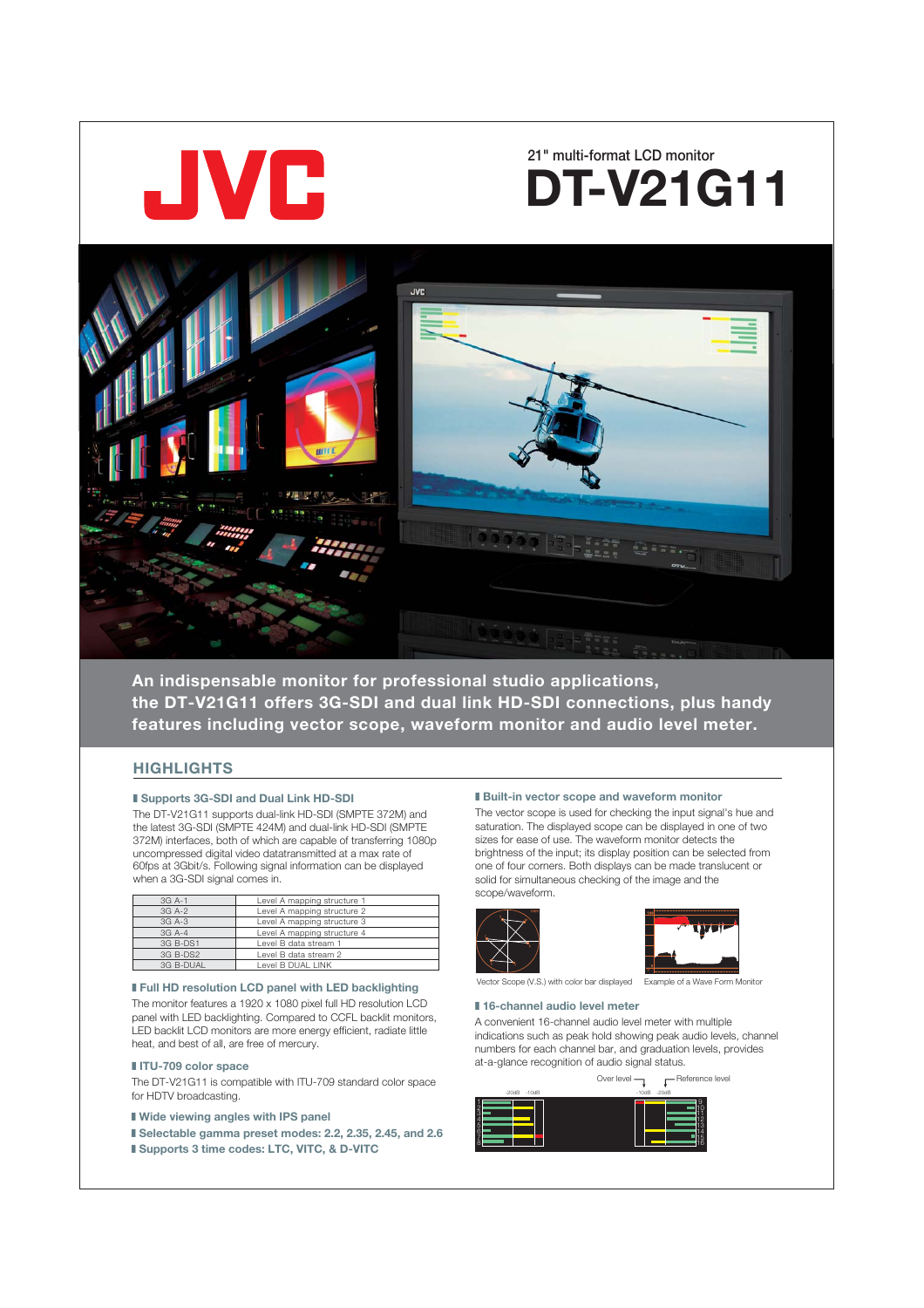# JVC

21" multi-format LCD monitor

# DT-V21G11

**An indispensable monitor for professional studio applications, the DT-V21G11 offers 3G-SDI and dual link HD-SDI connections, plus handy features including vector scope, waveform monitor and audio level meter.**

## HIGHLIGHTS

### Supports 3G-SDI and Dual Link HD-SDI

The DT-V21G11 supports dual-link HD-SDI (SMPTE 372M) and the latest 3G-SDI (SMPTE 424M) and dual-link HD-SDI (SMPTE 372M) interfaces, both of which are capable of transferring 1080p uncompressed digital video datatransmitted at a max rate of 60fps at 3Gbit/s. Following signal information can be displayed when a 3G-SDI signal comes in.

| | |
|---|---|
| 3G A-1 | Level A mapping structure 1 |
| 3G A-2 | Level A mapping structure 2 |
| 3G A-3 | Level A mapping structure 3 |
| 3G A-4 | Level A mapping structure 4 |
| 3G B-DS1 | Level B data stream 1 |
| 3G B-DS2 | Level B data stream 2 |
| 3G B-DUAL | Level B DUAL LINK |

### Full HD resolution LCD panel with LED backlighting

The monitor features a 1920 x 1080 pixel full HD resolution LCD panel with LED backlighting. Compared to CCFL backlit monitors, LED backlit LCD monitors are more energy efficient, radiate little heat, and best of all, are free of mercury.

### ITU-709 color space

The DT-V21G11 is compatible with ITU-709 standard color space for HDTV broadcasting.

### Wide viewing angles with IPS panel

### Selectable gamma preset modes: 2.2, 2.35, 2.45, and 2.6

### Supports 3 time codes: LTC, VITC, & D-VITC

### Built-in vector scope and waveform monitor

The vector scope is used for checking the input signal's hue and saturation. The displayed scope can be displayed in one of two sizes for ease of use. The waveform monitor detects the brightness of the input; its display position can be selected from one of four corners. Both displays can be made translucent or solid for simultaneous checking of the image and the scope/waveform.

Vector Scope (V.S.) with color bar displayed

Example of a Wave Form Monitor

### 16-channel audio level meter

A convenient 16-channel audio level meter with multiple indications such as peak hold showing peak audio levels, channel numbers for each channel bar, and graduation levels, provides at-a-glance recognition of audio signal status.

Over level — Reference level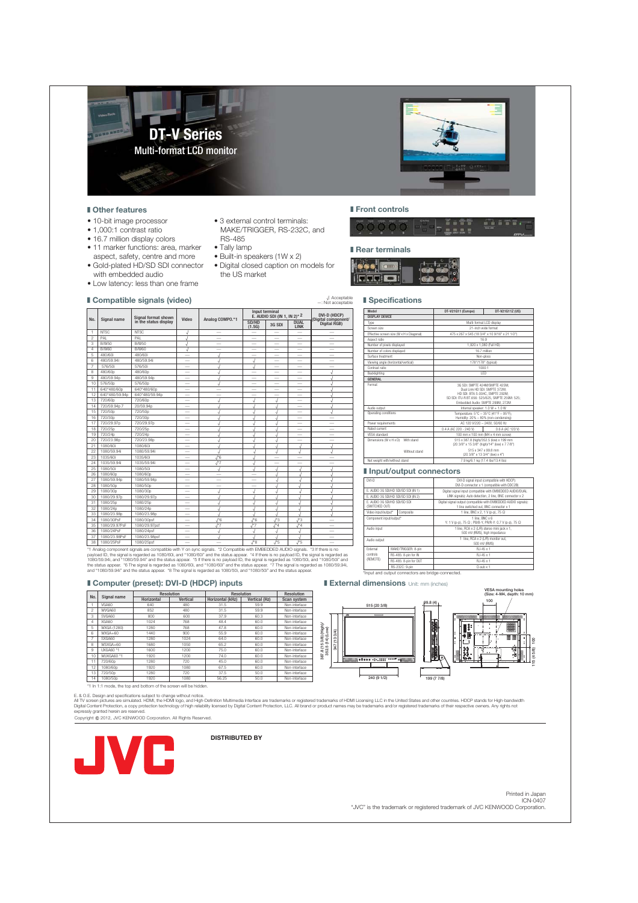# DT-V Series

## Multi-format LCD monitor

## Other features

- 10-bit image processor
- 1,000:1 contrast ratio
- 16.7 million display colors
- 11 marker functions: area, marker aspect, safety, centre and more
- Gold-plated HD/SD SDI connector with embedded audio
- Low latency: less than one frame
- 3 external control terminals: MAKE/TRIGGER, RS-232C, and RS-485
- Tally lamp
- Built-in speakers (1W x 2)
- Digital closed caption on models for the US market

## Front controls

## Rear terminals

## Compatible signals (video)

√: Acceptable
—: Not acceptable

| No. | Signal name | Signal format shown in the status display | Video | Analog COMPO.*1 | Input terminal E. AUDIO SDI (IN 1, IN 2)*2 SD/HD (1.5G) | 3G SDI | DUAL LINK | DVI-D (HDCP) (Digital component/ Digital RGB) |
|---|---|---|---|---|---|---|---|---|
| 1 | NTSC | NTSC | √ | — | — | — | — | — |
| 2 | PAL | PAL | √ | — | — | — | — | — |
| 3 | B/W50 | B/W50 | √ | — | — | — | — | — |
| 4 | B/W60 | B/W60 | √ | — | — | — | — | — |
| 5 | 480/60i | 480/60i | — | √ | — | — | — | — |
| 6 | 480/59.94i | 480/59.94i | — | √ | √ | — | — | — |
| 7 | 576/50i | 576/50i | — | √ | √ | — | — | — |
| 8 | 480/60p | 480/60p | — | √ | — | — | — | √ |
| 9 | 480/59.94p | 480/59.94p | — | √ | — | — | — | √ |
| 10 | 576/50p | 576/50p | — | √ | — | — | — | √ |
| 11 | 640*480/60p | 640*480/60p | — | — | — | — | — | √ |
| 12 | 640*480/59.94p | 640*480/59.94p | — | — | — | — | — | √ |
| 13 | 720/60p | 720/60p | — | √ | √ | √ | — | √ |
| 14 | 720/59.94p | 720/59.94p | — | √ | √ | √ | — | √ |
| 15 | 720/50p | 720/50p | — | √ | √ | √ | — | √ |
| 16 | 720/30p | 720/30p | — | √ | √ | √ | — | — |
| 17 | 720/29.97p | 720/29.97p | — | √ | √ | √ | — | — |
| 18 | 720/25p | 720/25p | — | √ | √ | √ | — | — |
| 19 | 720/24p | 720/24p | — | √ | √ | √ | — | — |
| 20 | 720/23.98p | 720/23.98p | — | √ | √ | √ | — | — |
| 21 | 1080/60i | 1080/60i | — | √ | √ | √ | √ | √ |
| 22 | 1080/59.94i | 1080/59.94i | — | √ | √ | √ | √ | √ |
| 23 | 1035/60i | 1035/60i | — | √*6 | √ | — | — | — |
| 24 | 1035/59.94i | 1035/59.94i | — | √*7 | √ | — | — | — |
| 25 | 1080/50i | 1080/50i | — | √ | √ | √ | √ | √ |
| 26 | 1080/60p | 1080/60p | — | — | — | √ | √ | √ |
| 27 | 1080/59.94p | 1080/59.94p | — | — | — | √ | √ | √ |
| 28 | 1080/50p | 1080/50p | — | — | — | √ | √ | √ |
| 29 | 1080/30p | 1080/30p | — | √ | √ | √ | √ | √ |
| 30 | 1080/29.97p | 1080/29.97p | — | √ | √ | √ | √ | √ |
| 31 | 1080/25p | 1080/25p | — | √ | √ | √ | √ | √ |
| 32 | 1080/24p | 1080/24p | — | √ | √ | √ | √ | √ |
| 33 | 1080/23.98p | 1080/23.98p | — | √ | √ | √ | √ | √ |
| 34 | 1080/30PsF | 1080/30psf | — | √*6 | √*6 | √*3 | √*3 | — |
| 35 | 1080/29.97PsF | 1080/29.97psf | — | √*7 | √*7 | √*4 | √*4 | — |
| 36 | 1080/24PsF | 1080/24psf | — | √ | √ | √ | √ | — |
| 37 | 1080/23.98PsF | 1080/23.98psf | — | √ | √ | √ | √ | — |
| 38 | 1080/25PsF | 1080/25psf | — | √ | √*8 | √*5 | √*5 | — |

*1 Analog component signals are compatible with Y on sync signals. *2 Compatible with EMBEDDED AUDIO signals. *3 If there is no payload ID, the signal is regarded as 1080/60i, and "1080/60I" and the status appear. *4 If there is no payload ID, the signal is regarded as 1080/59.94i, and "1080/59.94I" and the status appear. *5 If there is no payload ID, the signal is regarded as 1080/50i, and "1080/50I" and the status appear. *6 The signal is regarded as 1080/60i, and "1080/60I" and the status appear. *7 The signal is regarded as 1080/59.94i, and "1080/59.94I" and the status appear. *8 The signal is regarded as 1080/50i, and "1080/50I" and the status appear.

## Computer (preset): DVI-D (HDCP) inputs

| No. | Signal name | Resolution Horizontal | Vertical | Resolution Horizontal (kHz) | Vertical (Hz) | Resolution Scan system |
|---|---|---|---|---|---|---|
| 1 | VGA60 | 640 | 480 | 31.5 | 59.9 | Non-interlace |
| 2 | WVGA60 | 852 | 480 | 31.5 | 59.9 | Non-interlace |
| 3 | SVGA60 | 800 | 600 | 37.9 | 60.3 | Non-interlace |
| 4 | XGA60 | 1024 | 768 | 48.4 | 60.0 | Non-interlace |
| 5 | WXGA (1280) | 1280 | 768 | 47.8 | 60.0 | Non-interlace |
| 6 | WXGA+60 | 1440 | 900 | 55.9 | 60.0 | Non-interlace |
| 7 | SXGA60 | 1280 | 1024 | 64.0 | 60.0 | Non-interlace |
| 8 | WSXGA+60 | 1680 | 1050 | 65.2 | 60.0 | Non-interlace |
| 9 | UXGA60 *1 | 1600 | 1200 | 75.0 | 60.0 | Non-interlace |
| 10 | WUXGA60 *1 | 1920 | 1200 | 74.0 | 60.0 | Non-interlace |
| 11 | 720/60p | 1280 | 720 | 45.0 | 60.0 | Non-interlace |
| 12 | 1080/60p | 1920 | 1080 | 67.5 | 60.0 | Non-interlace |
| 13 | 720/50p | 1280 | 720 | 37.5 | 50.0 | Non-interlace |
| 14 | 1080/50p | 1920 | 1080 | 56.25 | 50.0 | Non-interlace |

*1 In 1:1 mode, the top and bottom of the screen will be hidden.

## Specifications

| Model | | DT-V21G11 (Europe) | DT-V21G1Z (US) |
|---|---|---|---|
| **DISPLAY DEVICE** | | | |
| Type | | Multi-format LCD display | |
| Screen size | | 21-inch wide format | |
| Effective screen size (W x H x Diagonal) | | 475 x 267 x 545 (18 3/4" x 10 9/16" x 21 1/2") | |
| Aspect ratio | | 16:9 | |
| Number of pixels displayed | | 1,920 x 1,080 (Full HD) | |
| Number of colors displayed | | 16.7 million | |
| Surface treatment | | Non-gloss | |
| Viewing angle (horizontal/vertical) | | 178°/178° (typical) | |
| Contrast ratio | | 1000:1 | |
| Backlighting | | LED | |
| **GENERAL** | | | |
| Format | | 3G SDI: SMPTE 424M/SMPTE 425M; Dual Link HD SDI: SMPTE 372M; HD SDI: BTA S-004C, SMPTE 292M; SD SDI: ITU-R BT.656: 525/625, SMPTE 259M: 525; Embedded Audio: SMPTE 299M, 272M | |
| Audio output | | Internal speaker: 1.0 W + 1.0 W | |
| Operating conditions | | Temperature: 5°C – 35°C (41°F – 95°F); Humidity: 20% – 85% (non condensing) | |
| Power requirements | | AC 120 V/220 – 240V, 50/60 Hz | |
| Rated current | | 0.4 A (AC 220 – 240 V) | 0.6 A (AC 120 V) |
| VESA standard | | 100 mm x 100 mm (M4 x 4 mm screw) | |
| Dimensions (W x H x D) | With stand | 515 x 387.8 (high)/352.5 (low) x 199 mm (20 3/8" x 15 3/8" (high)/14" (low) x 7 7/8") | |
| | Without stand | 515 x 347 x 99.8 mm (20 3/8" x 13 3/4" (low) x 4") | |
| Net weight with/without stand | | 7.9 kg/6.1 kg (17.4 lbs/13.4 lbs) | |

## Input/output connectors

| | | |
|---|---|---|
| DVI-D | | DVI-D signal input (compatible with HDCP); DVI-D connector x 1 (compatible with DDC2B) |
| E. AUDIO 3G SD/HD SDI/SD SDI (IN 1) | | Digital signal input (compatible with EMBEDDED AUDIO/DUAL LINK signals); Auto detection, 2 line, BNC connector x 2 |
| E. AUDIO 3G SD/HD SDI/SD SDI (IN 2) | | |
| E. AUDIO 3G SD/HD SDI/SD SDI (SWITCHED OUT) | | Digital signal output (compatible with EMBEDDED AUDIO signals); 1 line switched out, BNC connector x 1 |
| Video input/output* | Composite | 1 line, BNC x 2, 1 V (p-p), 75 Ω |
| Component input/output* | | 1 line, BNC x 6; Y: 1 V (p-p), 75 Ω ; PB/B-Y, PR/R-Y: 0.7 V (p-p), 75 Ω |
| Audio input | | 1 line, RCA x 2 (L/R) stereo mini jack x 1, 500 mV (RMS), High impedance |
| Audio output | | 1 line, RCA x 2 (L/R) monitor out, 500 mV (RMS) |
| External controls (REMOTE) | MAKE/TRIGGER: 8-pin | RJ-45 x 1 |
| | RS-485: 8-pin for IN | RJ-45 x 1 |
| | RS-485: 8-pin for OUT | RJ-45 x 1 |
| | RS-232C: 9-pin | D-sub x 1 |

*Input and output connectors are bridge-connected.

## External dimensions Unit: mm (inches)

515 (20 3/8)
99.8 (4)
387.8 (15 3/8) (High)/ 352.5 (14) (Low)
347 (13 3/4)
240 (9 1/2)
199 (7 7/8)
VESA mounting holes (Size: 4-M4, depth: 10 mm)
100
100
115 (4 5/8)

E. & O.E. Design and specifications subject to change without notice.
All TV screen pictures are simulated. HDMI, the HDMI logo, and High-Definition Multimedia Interface are trademarks or registered trademarks of HDMI Licensing LLC in the United States and other countries. HDCP stands for High-bandwidth Digital Content Protection, a copy protection technology of high reliability licensed by Digital Content Protection, LLC. All brand or product names may be trademarks and/or registered trademarks of their respective owners. Any rights not expressly granted herein are reserved.
Copyright © 2012, JVC KENWOOD Corporation. All Rights Reserved.

JVC

DISTRIBUTED BY

Printed in Japan
ICN-0407
"JVC" is the trademark or registered trademark of JVC KENWOOD Corporation.